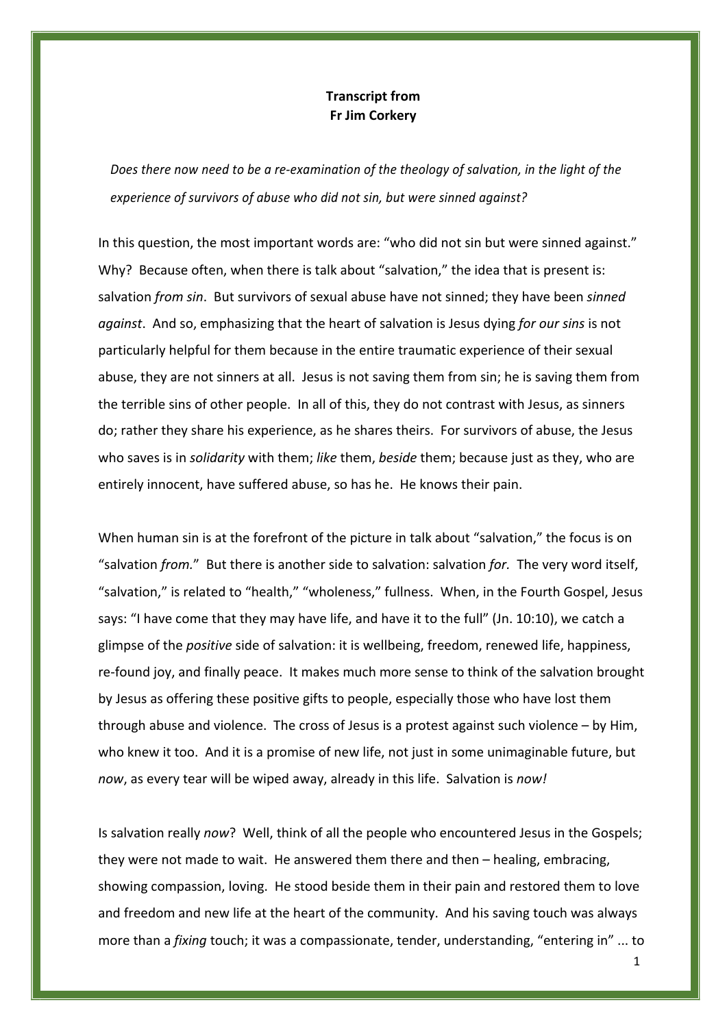**Transcript from**
**Fr Jim Corkery**

*Does there now need to be a re-examination of the theology of salvation, in the light of the experience of survivors of abuse who did not sin, but were sinned against?*

In this question, the most important words are: "who did not sin but were sinned against." Why? Because often, when there is talk about "salvation," the idea that is present is: salvation *from sin*. But survivors of sexual abuse have not sinned; they have been *sinned against*. And so, emphasizing that the heart of salvation is Jesus dying *for our sins* is not particularly helpful for them because in the entire traumatic experience of their sexual abuse, they are not sinners at all. Jesus is not saving them from sin; he is saving them from the terrible sins of other people. In all of this, they do not contrast with Jesus, as sinners do; rather they share his experience, as he shares theirs. For survivors of abuse, the Jesus who saves is in *solidarity* with them; *like* them, *beside* them; because just as they, who are entirely innocent, have suffered abuse, so has he. He knows their pain.

When human sin is at the forefront of the picture in talk about "salvation," the focus is on "salvation *from.*" But there is another side to salvation: salvation *for.* The very word itself, "salvation," is related to "health," "wholeness," fullness. When, in the Fourth Gospel, Jesus says: "I have come that they may have life, and have it to the full" (Jn. 10:10), we catch a glimpse of the *positive* side of salvation: it is wellbeing, freedom, renewed life, happiness, re-found joy, and finally peace. It makes much more sense to think of the salvation brought by Jesus as offering these positive gifts to people, especially those who have lost them through abuse and violence. The cross of Jesus is a protest against such violence – by Him, who knew it too. And it is a promise of new life, not just in some unimaginable future, but *now*, as every tear will be wiped away, already in this life. Salvation is *now!*

Is salvation really *now*? Well, think of all the people who encountered Jesus in the Gospels; they were not made to wait. He answered them there and then – healing, embracing, showing compassion, loving. He stood beside them in their pain and restored them to love and freedom and new life at the heart of the community. And his saving touch was always more than a *fixing* touch; it was a compassionate, tender, understanding, "entering in" ... to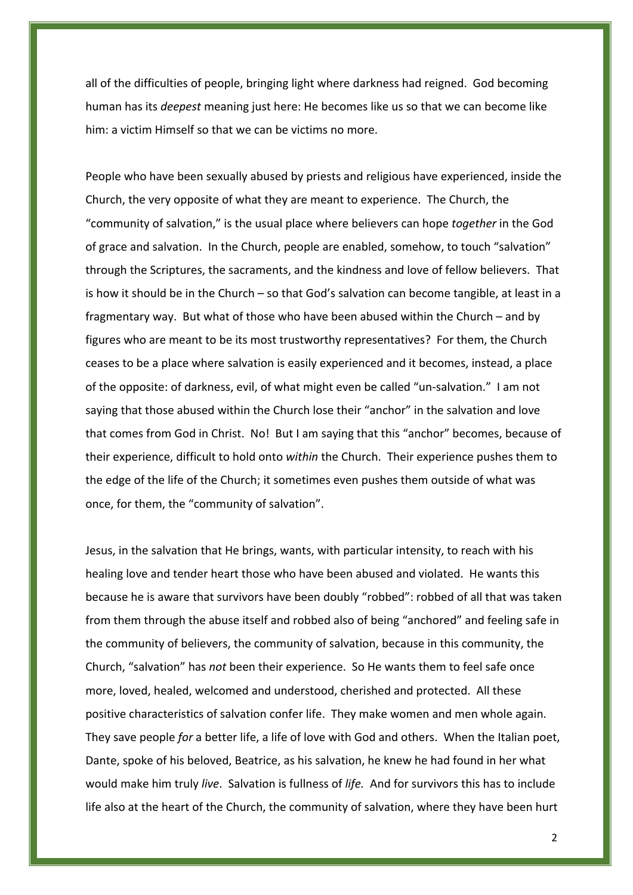all of the difficulties of people, bringing light where darkness had reigned. God becoming human has its *deepest* meaning just here: He becomes like us so that we can become like him: a victim Himself so that we can be victims no more.

People who have been sexually abused by priests and religious have experienced, inside the Church, the very opposite of what they are meant to experience. The Church, the "community of salvation," is the usual place where believers can hope *together* in the God of grace and salvation. In the Church, people are enabled, somehow, to touch "salvation" through the Scriptures, the sacraments, and the kindness and love of fellow believers. That is how it should be in the Church – so that God's salvation can become tangible, at least in a fragmentary way. But what of those who have been abused within the Church – and by figures who are meant to be its most trustworthy representatives? For them, the Church ceases to be a place where salvation is easily experienced and it becomes, instead, a place of the opposite: of darkness, evil, of what might even be called "un-salvation." I am not saying that those abused within the Church lose their "anchor" in the salvation and love that comes from God in Christ. No! But I am saying that this "anchor" becomes, because of their experience, difficult to hold onto *within* the Church. Their experience pushes them to the edge of the life of the Church; it sometimes even pushes them outside of what was once, for them, the "community of salvation".

Jesus, in the salvation that He brings, wants, with particular intensity, to reach with his healing love and tender heart those who have been abused and violated. He wants this because he is aware that survivors have been doubly "robbed": robbed of all that was taken from them through the abuse itself and robbed also of being "anchored" and feeling safe in the community of believers, the community of salvation, because in this community, the Church, "salvation" has *not* been their experience. So He wants them to feel safe once more, loved, healed, welcomed and understood, cherished and protected. All these positive characteristics of salvation confer life. They make women and men whole again. They save people *for* a better life, a life of love with God and others. When the Italian poet, Dante, spoke of his beloved, Beatrice, as his salvation, he knew he had found in her what would make him truly *live*. Salvation is fullness of *life.* And for survivors this has to include life also at the heart of the Church, the community of salvation, where they have been hurt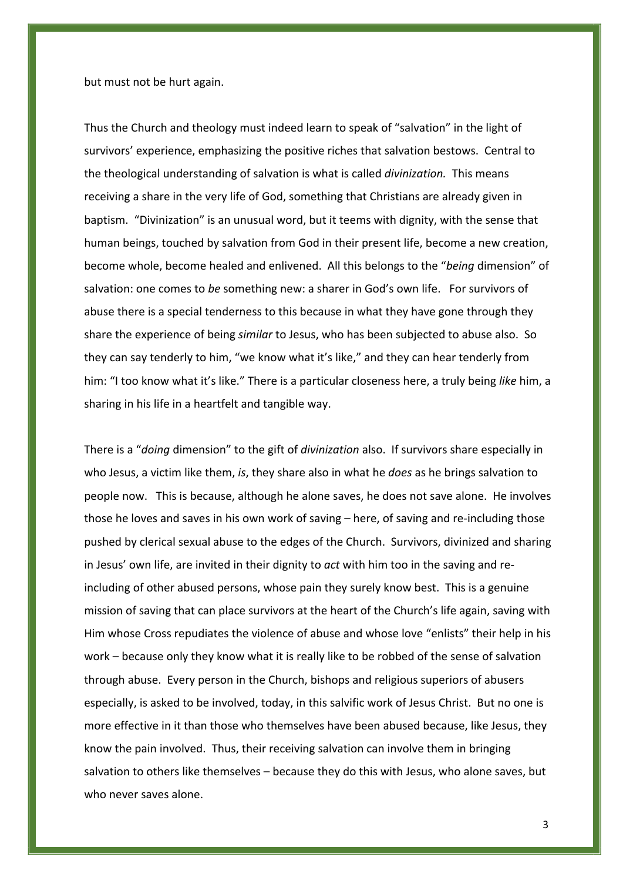but must not be hurt again.

Thus the Church and theology must indeed learn to speak of "salvation" in the light of survivors' experience, emphasizing the positive riches that salvation bestows. Central to the theological understanding of salvation is what is called *divinization.* This means receiving a share in the very life of God, something that Christians are already given in baptism. "Divinization" is an unusual word, but it teems with dignity, with the sense that human beings, touched by salvation from God in their present life, become a new creation, become whole, become healed and enlivened. All this belongs to the "*being* dimension" of salvation: one comes to *be* something new: a sharer in God's own life. For survivors of abuse there is a special tenderness to this because in what they have gone through they share the experience of being *similar* to Jesus, who has been subjected to abuse also. So they can say tenderly to him, "we know what it's like," and they can hear tenderly from him: "I too know what it's like." There is a particular closeness here, a truly being *like* him, a sharing in his life in a heartfelt and tangible way.

There is a "*doing* dimension" to the gift of *divinization* also. If survivors share especially in who Jesus, a victim like them, *is*, they share also in what he *does* as he brings salvation to people now. This is because, although he alone saves, he does not save alone. He involves those he loves and saves in his own work of saving – here, of saving and re-including those pushed by clerical sexual abuse to the edges of the Church. Survivors, divinized and sharing in Jesus' own life, are invited in their dignity to *act* with him too in the saving and re-including of other abused persons, whose pain they surely know best. This is a genuine mission of saving that can place survivors at the heart of the Church's life again, saving with Him whose Cross repudiates the violence of abuse and whose love "enlists" their help in his work – because only they know what it is really like to be robbed of the sense of salvation through abuse. Every person in the Church, bishops and religious superiors of abusers especially, is asked to be involved, today, in this salvific work of Jesus Christ. But no one is more effective in it than those who themselves have been abused because, like Jesus, they know the pain involved. Thus, their receiving salvation can involve them in bringing salvation to others like themselves – because they do this with Jesus, who alone saves, but who never saves alone.